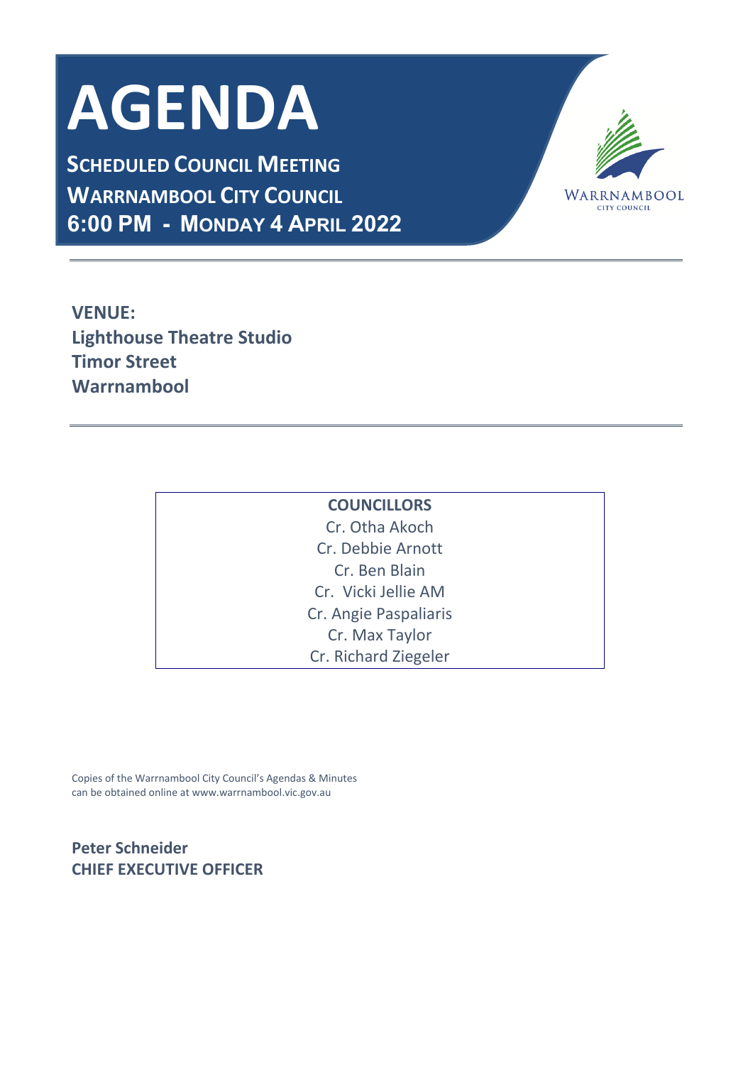# AGENDA

**SCHEDULED COUNCIL MEETING**
**WARRNAMBOOL CITY COUNCIL**
**6:00 PM - MONDAY 4 APRIL 2022**

WARRNAMBOOL
CITY COUNCIL

**VENUE:**
**Lighthouse Theatre Studio**
**Timor Street**
**Warrnambool**

| **COUNCILLORS** |
|---|
| Cr. Otha Akoch |
| Cr. Debbie Arnott |
| Cr. Ben Blain |
| Cr. Vicki Jellie AM |
| Cr. Angie Paspaliaris |
| Cr. Max Taylor |
| Cr. Richard Ziegeler |

Copies of the Warrnambool City Council's Agendas & Minutes can be obtained online at www.warrnambool.vic.gov.au

**Peter Schneider**
**CHIEF EXECUTIVE OFFICER**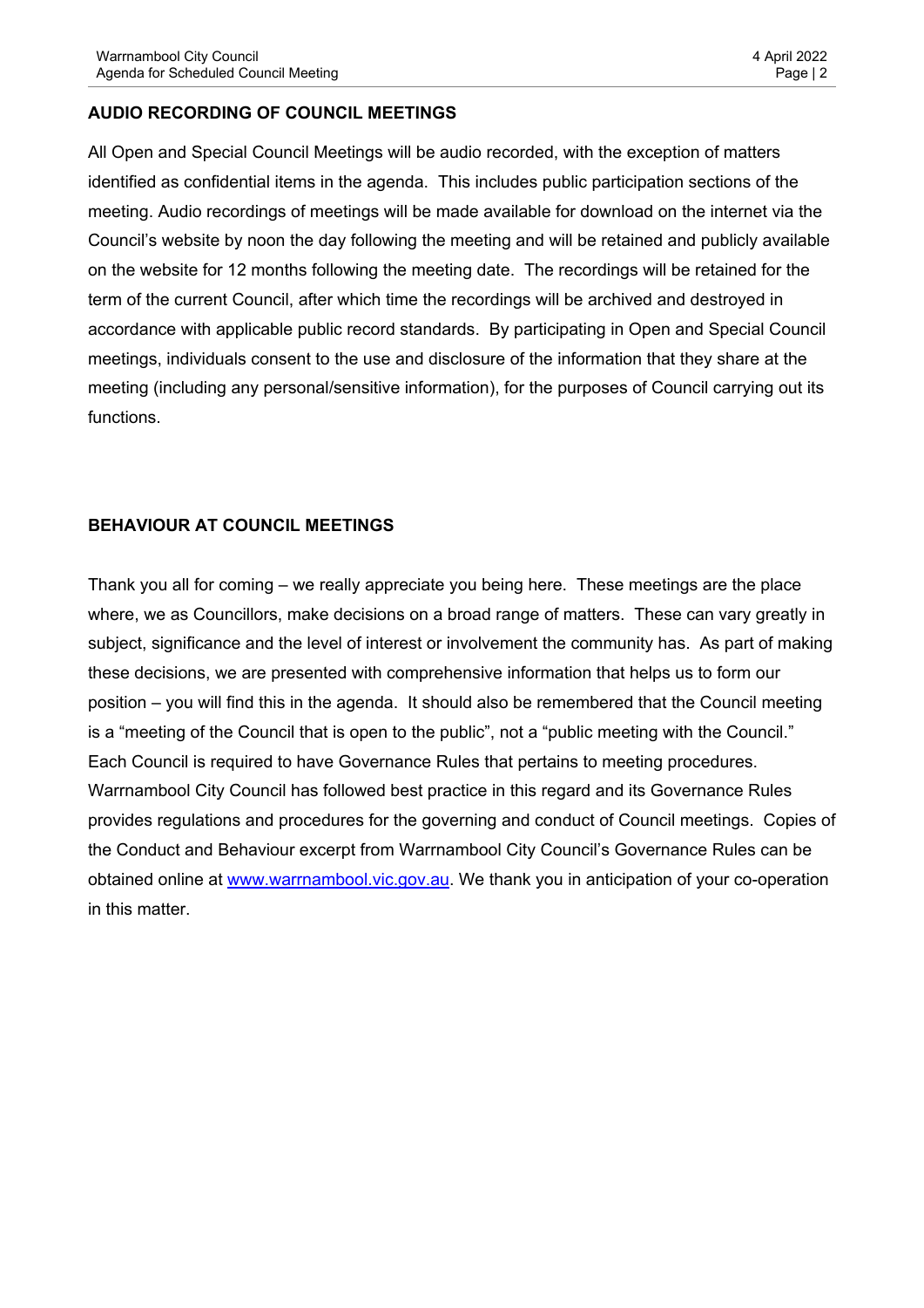## AUDIO RECORDING OF COUNCIL MEETINGS

All Open and Special Council Meetings will be audio recorded, with the exception of matters identified as confidential items in the agenda. This includes public participation sections of the meeting. Audio recordings of meetings will be made available for download on the internet via the Council's website by noon the day following the meeting and will be retained and publicly available on the website for 12 months following the meeting date. The recordings will be retained for the term of the current Council, after which time the recordings will be archived and destroyed in accordance with applicable public record standards. By participating in Open and Special Council meetings, individuals consent to the use and disclosure of the information that they share at the meeting (including any personal/sensitive information), for the purposes of Council carrying out its functions.

## BEHAVIOUR AT COUNCIL MEETINGS

Thank you all for coming – we really appreciate you being here. These meetings are the place where, we as Councillors, make decisions on a broad range of matters. These can vary greatly in subject, significance and the level of interest or involvement the community has. As part of making these decisions, we are presented with comprehensive information that helps us to form our position – you will find this in the agenda. It should also be remembered that the Council meeting is a "meeting of the Council that is open to the public", not a "public meeting with the Council." Each Council is required to have Governance Rules that pertains to meeting procedures. Warrnambool City Council has followed best practice in this regard and its Governance Rules provides regulations and procedures for the governing and conduct of Council meetings. Copies of the Conduct and Behaviour excerpt from Warrnambool City Council's Governance Rules can be obtained online at [www.warrnambool.vic.gov.au](http://www.warrnambool.vic.gov.au). We thank you in anticipation of your co-operation in this matter.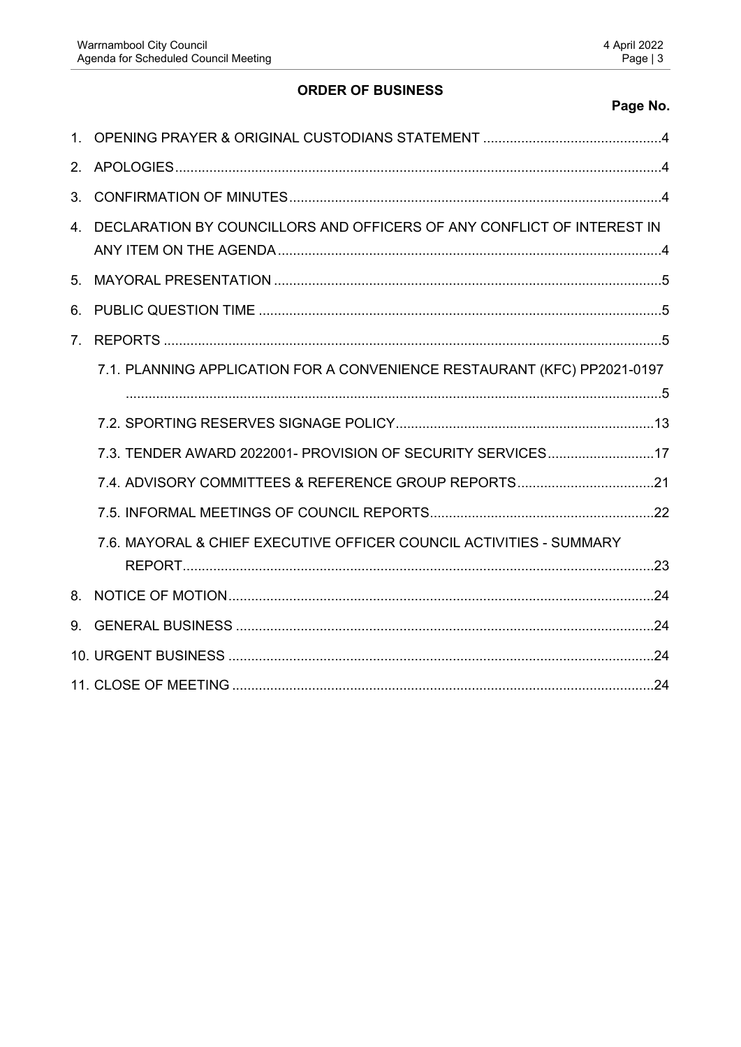## ORDER OF BUSINESS

**Page No.**

1. OPENING PRAYER & ORIGINAL CUSTODIANS STATEMENT ....4
2. APOLOGIES ....4
3. CONFIRMATION OF MINUTES ....4
4. DECLARATION BY COUNCILLORS AND OFFICERS OF ANY CONFLICT OF INTEREST IN ANY ITEM ON THE AGENDA ....4
5. MAYORAL PRESENTATION ....5
6. PUBLIC QUESTION TIME ....5
7. REPORTS ....5
   - 7.1. PLANNING APPLICATION FOR A CONVENIENCE RESTAURANT (KFC) PP2021-0197 ....5
   - 7.2. SPORTING RESERVES SIGNAGE POLICY ....13
   - 7.3. TENDER AWARD 2022001- PROVISION OF SECURITY SERVICES ....17
   - 7.4. ADVISORY COMMITTEES & REFERENCE GROUP REPORTS ....21
   - 7.5. INFORMAL MEETINGS OF COUNCIL REPORTS ....22
   - 7.6. MAYORAL & CHIEF EXECUTIVE OFFICER COUNCIL ACTIVITIES - SUMMARY REPORT ....23
8. NOTICE OF MOTION ....24
9. GENERAL BUSINESS ....24
10. URGENT BUSINESS ....24
11. CLOSE OF MEETING ....24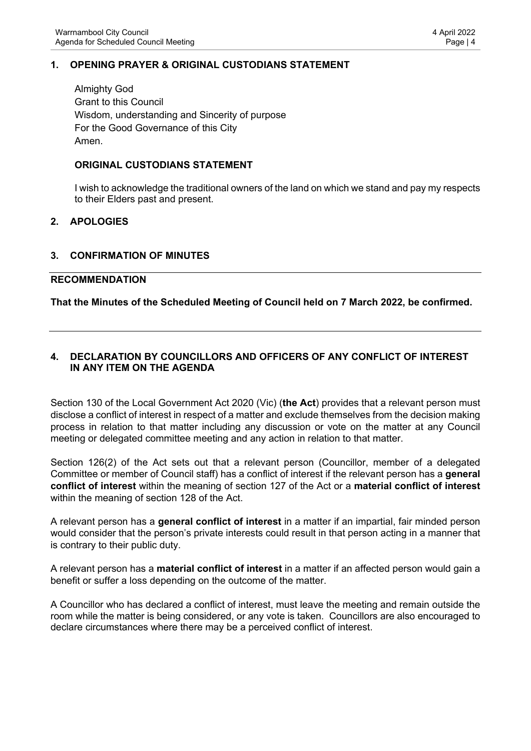## 1. OPENING PRAYER & ORIGINAL CUSTODIANS STATEMENT

Almighty God
Grant to this Council
Wisdom, understanding and Sincerity of purpose
For the Good Governance of this City
Amen.

### ORIGINAL CUSTODIANS STATEMENT

I wish to acknowledge the traditional owners of the land on which we stand and pay my respects to their Elders past and present.

## 2. APOLOGIES

## 3. CONFIRMATION OF MINUTES

**RECOMMENDATION**

**That the Minutes of the Scheduled Meeting of Council held on 7 March 2022, be confirmed.**

## 4. DECLARATION BY COUNCILLORS AND OFFICERS OF ANY CONFLICT OF INTEREST IN ANY ITEM ON THE AGENDA

Section 130 of the Local Government Act 2020 (Vic) (**the Act**) provides that a relevant person must disclose a conflict of interest in respect of a matter and exclude themselves from the decision making process in relation to that matter including any discussion or vote on the matter at any Council meeting or delegated committee meeting and any action in relation to that matter.

Section 126(2) of the Act sets out that a relevant person (Councillor, member of a delegated Committee or member of Council staff) has a conflict of interest if the relevant person has a **general conflict of interest** within the meaning of section 127 of the Act or a **material conflict of interest** within the meaning of section 128 of the Act.

A relevant person has a **general conflict of interest** in a matter if an impartial, fair minded person would consider that the person's private interests could result in that person acting in a manner that is contrary to their public duty.

A relevant person has a **material conflict of interest** in a matter if an affected person would gain a benefit or suffer a loss depending on the outcome of the matter.

A Councillor who has declared a conflict of interest, must leave the meeting and remain outside the room while the matter is being considered, or any vote is taken. Councillors are also encouraged to declare circumstances where there may be a perceived conflict of interest.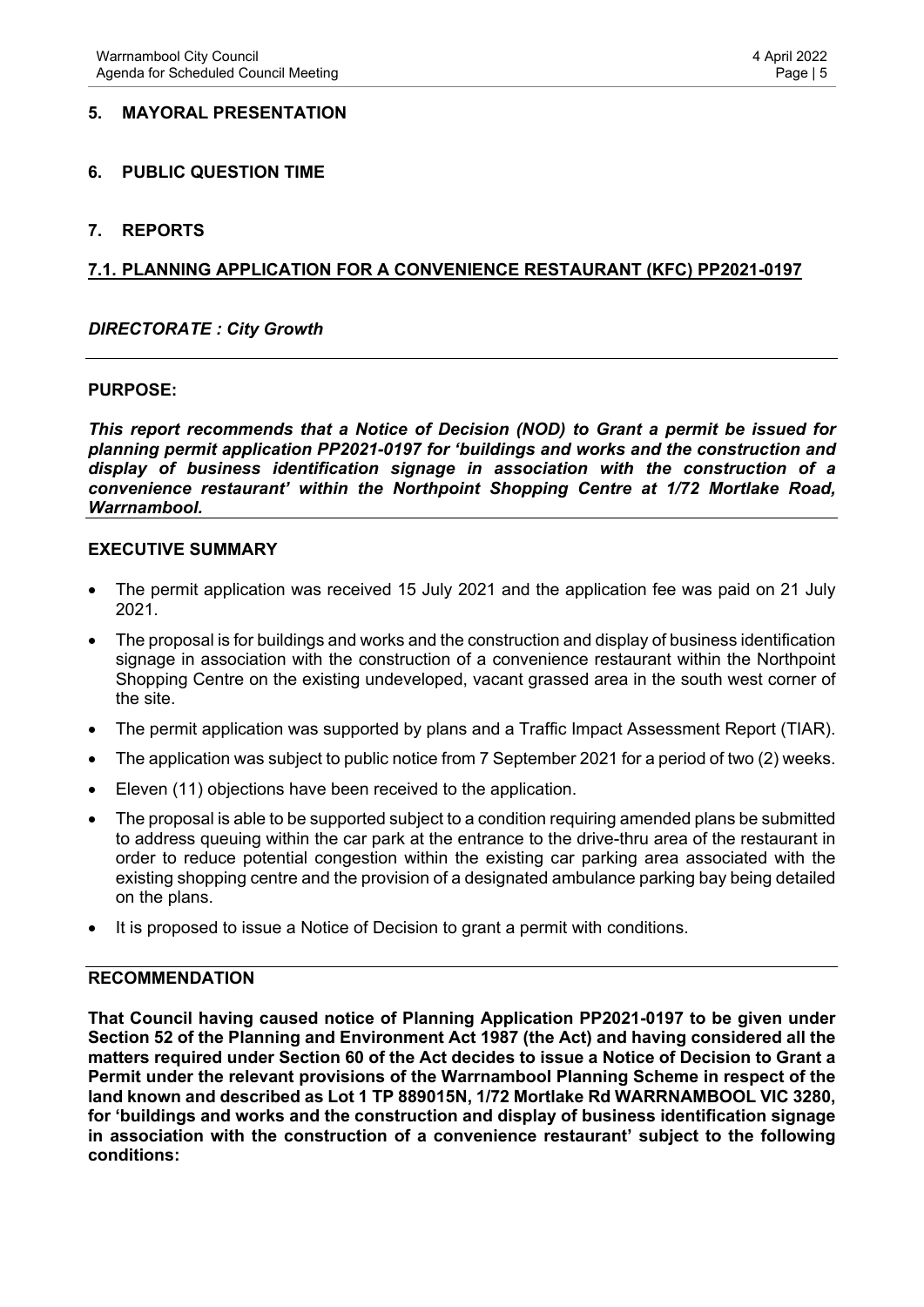## 5. MAYORAL PRESENTATION

## 6. PUBLIC QUESTION TIME

## 7. REPORTS

### 7.1. PLANNING APPLICATION FOR A CONVENIENCE RESTAURANT (KFC) PP2021-0197

***DIRECTORATE : City Growth***

**PURPOSE:**

***This report recommends that a Notice of Decision (NOD) to Grant a permit be issued for planning permit application PP2021-0197 for 'buildings and works and the construction and display of business identification signage in association with the construction of a convenience restaurant' within the Northpoint Shopping Centre at 1/72 Mortlake Road, Warrnambool.***

**EXECUTIVE SUMMARY**

- The permit application was received 15 July 2021 and the application fee was paid on 21 July 2021.
- The proposal is for buildings and works and the construction and display of business identification signage in association with the construction of a convenience restaurant within the Northpoint Shopping Centre on the existing undeveloped, vacant grassed area in the south west corner of the site.
- The permit application was supported by plans and a Traffic Impact Assessment Report (TIAR).
- The application was subject to public notice from 7 September 2021 for a period of two (2) weeks.
- Eleven (11) objections have been received to the application.
- The proposal is able to be supported subject to a condition requiring amended plans be submitted to address queuing within the car park at the entrance to the drive-thru area of the restaurant in order to reduce potential congestion within the existing car parking area associated with the existing shopping centre and the provision of a designated ambulance parking bay being detailed on the plans.
- It is proposed to issue a Notice of Decision to grant a permit with conditions.

**RECOMMENDATION**

**That Council having caused notice of Planning Application PP2021-0197 to be given under Section 52 of the Planning and Environment Act 1987 (the Act) and having considered all the matters required under Section 60 of the Act decides to issue a Notice of Decision to Grant a Permit under the relevant provisions of the Warrnambool Planning Scheme in respect of the land known and described as Lot 1 TP 889015N, 1/72 Mortlake Rd WARRNAMBOOL VIC 3280, for 'buildings and works and the construction and display of business identification signage in association with the construction of a convenience restaurant' subject to the following conditions:**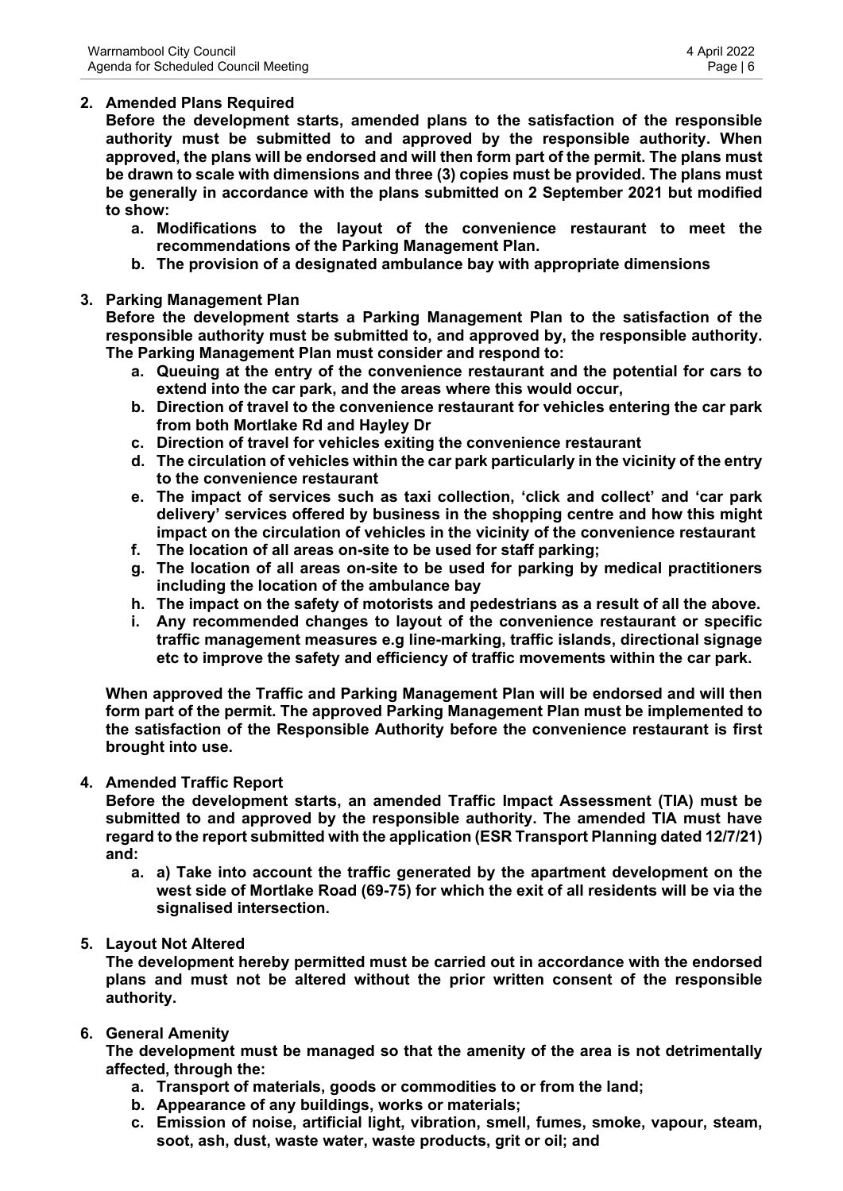**2. Amended Plans Required**

**Before the development starts, amended plans to the satisfaction of the responsible authority must be submitted to and approved by the responsible authority. When approved, the plans will be endorsed and will then form part of the permit. The plans must be drawn to scale with dimensions and three (3) copies must be provided. The plans must be generally in accordance with the plans submitted on 2 September 2021 but modified to show:**

- **a. Modifications to the layout of the convenience restaurant to meet the recommendations of the Parking Management Plan.**
- **b. The provision of a designated ambulance bay with appropriate dimensions**

**3. Parking Management Plan**

**Before the development starts a Parking Management Plan to the satisfaction of the responsible authority must be submitted to, and approved by, the responsible authority. The Parking Management Plan must consider and respond to:**

- **a. Queuing at the entry of the convenience restaurant and the potential for cars to extend into the car park, and the areas where this would occur,**
- **b. Direction of travel to the convenience restaurant for vehicles entering the car park from both Mortlake Rd and Hayley Dr**
- **c. Direction of travel for vehicles exiting the convenience restaurant**
- **d. The circulation of vehicles within the car park particularly in the vicinity of the entry to the convenience restaurant**
- **e. The impact of services such as taxi collection, 'click and collect' and 'car park delivery' services offered by business in the shopping centre and how this might impact on the circulation of vehicles in the vicinity of the convenience restaurant**
- **f. The location of all areas on-site to be used for staff parking;**
- **g. The location of all areas on-site to be used for parking by medical practitioners including the location of the ambulance bay**
- **h. The impact on the safety of motorists and pedestrians as a result of all the above.**
- **i. Any recommended changes to layout of the convenience restaurant or specific traffic management measures e.g line-marking, traffic islands, directional signage etc to improve the safety and efficiency of traffic movements within the car park.**

**When approved the Traffic and Parking Management Plan will be endorsed and will then form part of the permit. The approved Parking Management Plan must be implemented to the satisfaction of the Responsible Authority before the convenience restaurant is first brought into use.**

**4. Amended Traffic Report**

**Before the development starts, an amended Traffic Impact Assessment (TIA) must be submitted to and approved by the responsible authority. The amended TIA must have regard to the report submitted with the application (ESR Transport Planning dated 12/7/21) and:**

- **a. a) Take into account the traffic generated by the apartment development on the west side of Mortlake Road (69-75) for which the exit of all residents will be via the signalised intersection.**

**5. Layout Not Altered**

**The development hereby permitted must be carried out in accordance with the endorsed plans and must not be altered without the prior written consent of the responsible authority.**

**6. General Amenity**

**The development must be managed so that the amenity of the area is not detrimentally affected, through the:**

- **a. Transport of materials, goods or commodities to or from the land;**
- **b. Appearance of any buildings, works or materials;**
- **c. Emission of noise, artificial light, vibration, smell, fumes, smoke, vapour, steam, soot, ash, dust, waste water, waste products, grit or oil; and**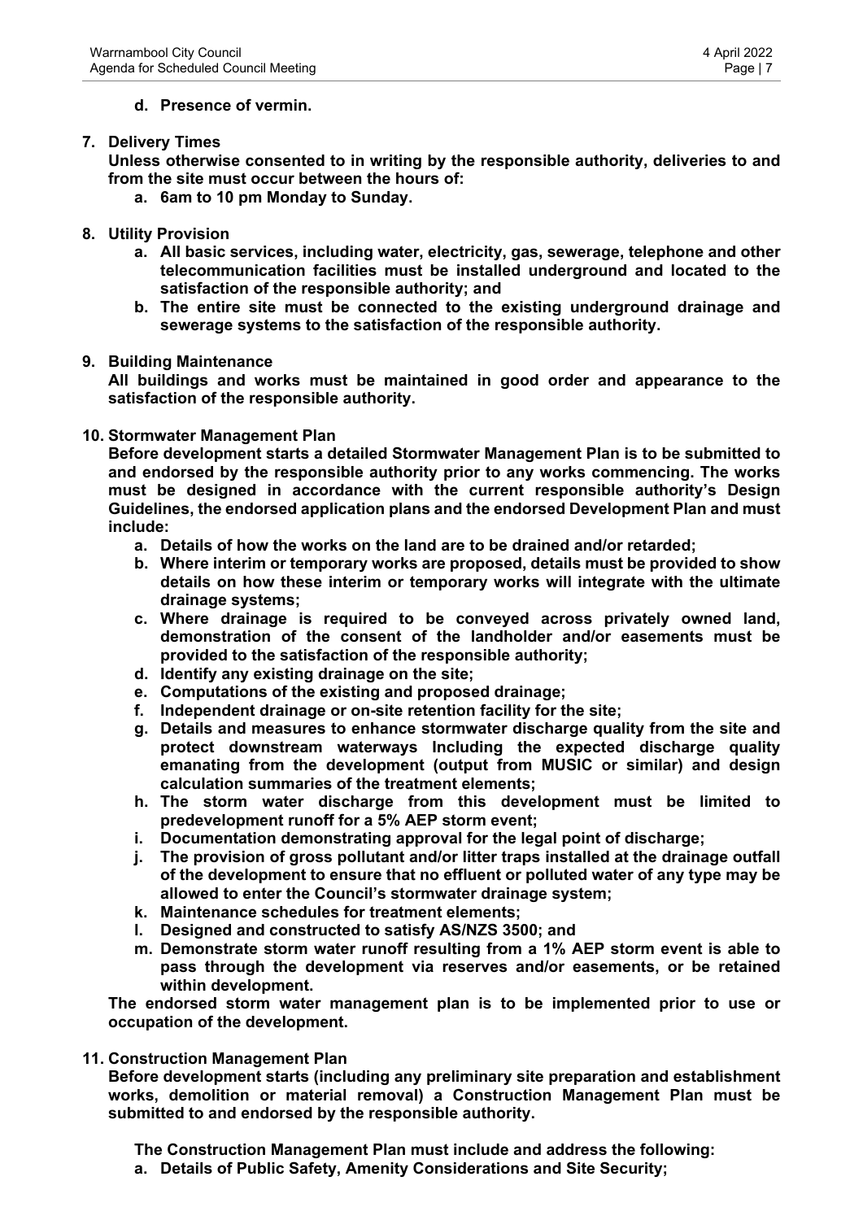**d. Presence of vermin.**

**7. Delivery Times**

**Unless otherwise consented to in writing by the responsible authority, deliveries to and from the site must occur between the hours of:**

**a. 6am to 10 pm Monday to Sunday.**

**8. Utility Provision**

**a. All basic services, including water, electricity, gas, sewerage, telephone and other telecommunication facilities must be installed underground and located to the satisfaction of the responsible authority; and**

**b. The entire site must be connected to the existing underground drainage and sewerage systems to the satisfaction of the responsible authority.**

**9. Building Maintenance**

**All buildings and works must be maintained in good order and appearance to the satisfaction of the responsible authority.**

**10. Stormwater Management Plan**

**Before development starts a detailed Stormwater Management Plan is to be submitted to and endorsed by the responsible authority prior to any works commencing. The works must be designed in accordance with the current responsible authority's Design Guidelines, the endorsed application plans and the endorsed Development Plan and must include:**

**a. Details of how the works on the land are to be drained and/or retarded;**

**b. Where interim or temporary works are proposed, details must be provided to show details on how these interim or temporary works will integrate with the ultimate drainage systems;**

**c. Where drainage is required to be conveyed across privately owned land, demonstration of the consent of the landholder and/or easements must be provided to the satisfaction of the responsible authority;**

**d. Identify any existing drainage on the site;**

**e. Computations of the existing and proposed drainage;**

**f. Independent drainage or on-site retention facility for the site;**

**g. Details and measures to enhance stormwater discharge quality from the site and protect downstream waterways Including the expected discharge quality emanating from the development (output from MUSIC or similar) and design calculation summaries of the treatment elements;**

**h. The storm water discharge from this development must be limited to predevelopment runoff for a 5% AEP storm event;**

**i. Documentation demonstrating approval for the legal point of discharge;**

**j. The provision of gross pollutant and/or litter traps installed at the drainage outfall of the development to ensure that no effluent or polluted water of any type may be allowed to enter the Council's stormwater drainage system;**

**k. Maintenance schedules for treatment elements;**

**l. Designed and constructed to satisfy AS/NZS 3500; and**

**m. Demonstrate storm water runoff resulting from a 1% AEP storm event is able to pass through the development via reserves and/or easements, or be retained within development.**

**The endorsed storm water management plan is to be implemented prior to use or occupation of the development.**

**11. Construction Management Plan**

**Before development starts (including any preliminary site preparation and establishment works, demolition or material removal) a Construction Management Plan must be submitted to and endorsed by the responsible authority.**

**The Construction Management Plan must include and address the following:**

**a. Details of Public Safety, Amenity Considerations and Site Security;**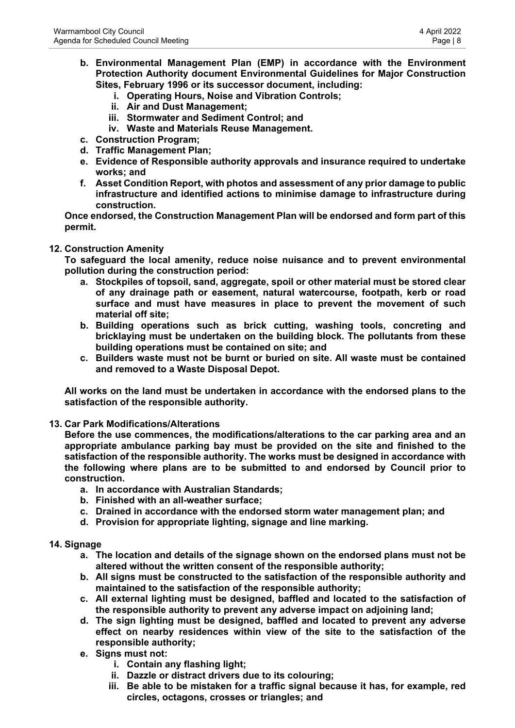**b. Environmental Management Plan (EMP) in accordance with the Environment Protection Authority document Environmental Guidelines for Major Construction Sites, February 1996 or its successor document, including:**
   - **i. Operating Hours, Noise and Vibration Controls;**
   - **ii. Air and Dust Management;**
   - **iii. Stormwater and Sediment Control; and**
   - **iv. Waste and Materials Reuse Management.**

**c. Construction Program;**

**d. Traffic Management Plan;**

**e. Evidence of Responsible authority approvals and insurance required to undertake works; and**

**f. Asset Condition Report, with photos and assessment of any prior damage to public infrastructure and identified actions to minimise damage to infrastructure during construction.**

**Once endorsed, the Construction Management Plan will be endorsed and form part of this permit.**

**12. Construction Amenity**

**To safeguard the local amenity, reduce noise nuisance and to prevent environmental pollution during the construction period:**

- **a. Stockpiles of topsoil, sand, aggregate, spoil or other material must be stored clear of any drainage path or easement, natural watercourse, footpath, kerb or road surface and must have measures in place to prevent the movement of such material off site;**
- **b. Building operations such as brick cutting, washing tools, concreting and bricklaying must be undertaken on the building block. The pollutants from these building operations must be contained on site; and**
- **c. Builders waste must not be burnt or buried on site. All waste must be contained and removed to a Waste Disposal Depot.**

**All works on the land must be undertaken in accordance with the endorsed plans to the satisfaction of the responsible authority.**

**13. Car Park Modifications/Alterations**

**Before the use commences, the modifications/alterations to the car parking area and an appropriate ambulance parking bay must be provided on the site and finished to the satisfaction of the responsible authority. The works must be designed in accordance with the following where plans are to be submitted to and endorsed by Council prior to construction.**

- **a. In accordance with Australian Standards;**
- **b. Finished with an all-weather surface;**
- **c. Drained in accordance with the endorsed storm water management plan; and**
- **d. Provision for appropriate lighting, signage and line marking.**

**14. Signage**

- **a. The location and details of the signage shown on the endorsed plans must not be altered without the written consent of the responsible authority;**
- **b. All signs must be constructed to the satisfaction of the responsible authority and maintained to the satisfaction of the responsible authority;**
- **c. All external lighting must be designed, baffled and located to the satisfaction of the responsible authority to prevent any adverse impact on adjoining land;**
- **d. The sign lighting must be designed, baffled and located to prevent any adverse effect on nearby residences within view of the site to the satisfaction of the responsible authority;**
- **e. Signs must not:**
   - **i. Contain any flashing light;**
   - **ii. Dazzle or distract drivers due to its colouring;**
   - **iii. Be able to be mistaken for a traffic signal because it has, for example, red circles, octagons, crosses or triangles; and**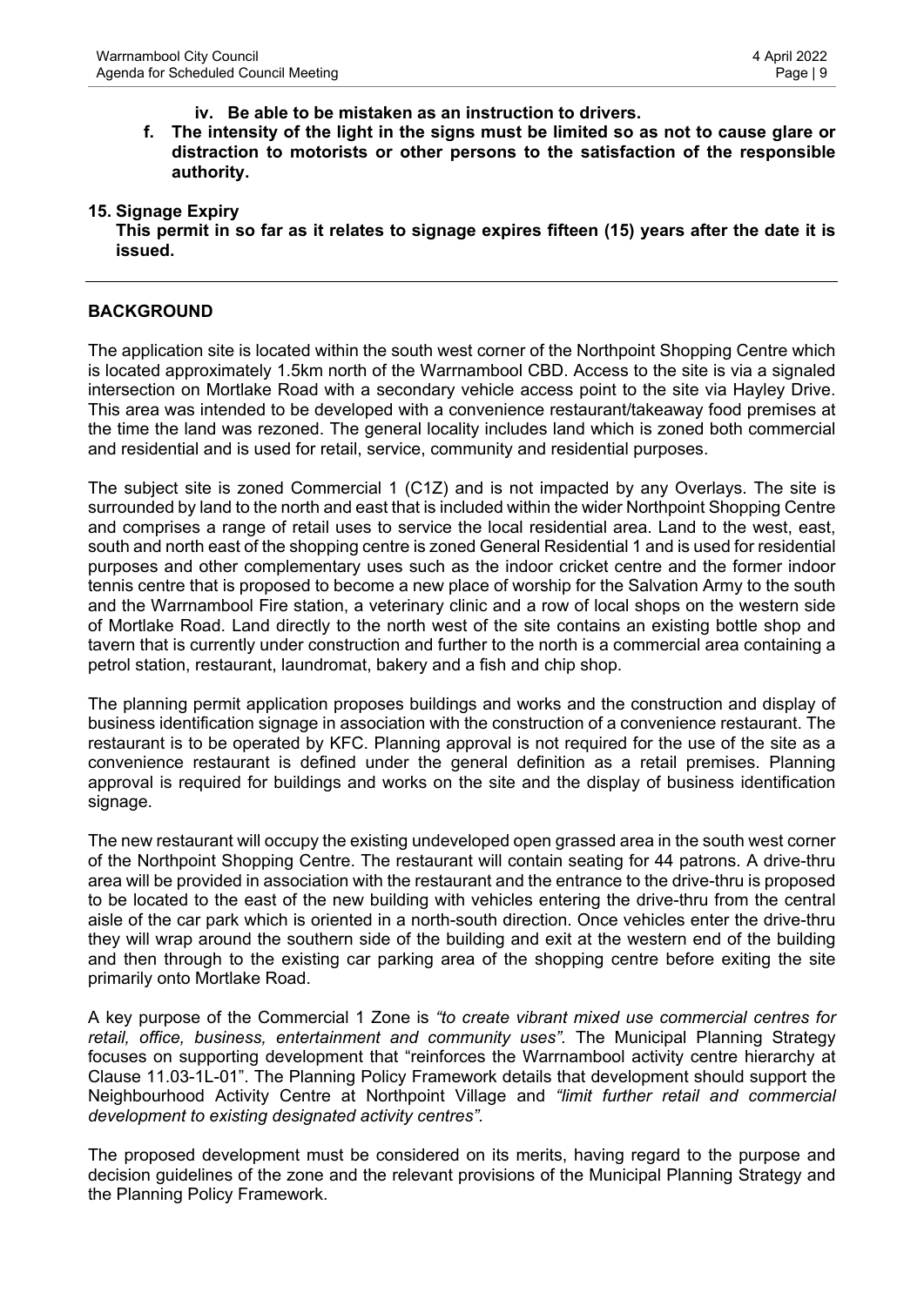iv. **Be able to be mistaken as an instruction to drivers.**

f. **The intensity of the light in the signs must be limited so as not to cause glare or distraction to motorists or other persons to the satisfaction of the responsible authority.**

**15. Signage Expiry**

**This permit in so far as it relates to signage expires fifteen (15) years after the date it is issued.**

---

## BACKGROUND

The application site is located within the south west corner of the Northpoint Shopping Centre which is located approximately 1.5km north of the Warrnambool CBD. Access to the site is via a signaled intersection on Mortlake Road with a secondary vehicle access point to the site via Hayley Drive. This area was intended to be developed with a convenience restaurant/takeaway food premises at the time the land was rezoned. The general locality includes land which is zoned both commercial and residential and is used for retail, service, community and residential purposes.

The subject site is zoned Commercial 1 (C1Z) and is not impacted by any Overlays. The site is surrounded by land to the north and east that is included within the wider Northpoint Shopping Centre and comprises a range of retail uses to service the local residential area. Land to the west, east, south and north east of the shopping centre is zoned General Residential 1 and is used for residential purposes and other complementary uses such as the indoor cricket centre and the former indoor tennis centre that is proposed to become a new place of worship for the Salvation Army to the south and the Warrnambool Fire station, a veterinary clinic and a row of local shops on the western side of Mortlake Road. Land directly to the north west of the site contains an existing bottle shop and tavern that is currently under construction and further to the north is a commercial area containing a petrol station, restaurant, laundromat, bakery and a fish and chip shop.

The planning permit application proposes buildings and works and the construction and display of business identification signage in association with the construction of a convenience restaurant. The restaurant is to be operated by KFC. Planning approval is not required for the use of the site as a convenience restaurant is defined under the general definition as a retail premises. Planning approval is required for buildings and works on the site and the display of business identification signage.

The new restaurant will occupy the existing undeveloped open grassed area in the south west corner of the Northpoint Shopping Centre. The restaurant will contain seating for 44 patrons. A drive-thru area will be provided in association with the restaurant and the entrance to the drive-thru is proposed to be located to the east of the new building with vehicles entering the drive-thru from the central aisle of the car park which is oriented in a north-south direction. Once vehicles enter the drive-thru they will wrap around the southern side of the building and exit at the western end of the building and then through to the existing car parking area of the shopping centre before exiting the site primarily onto Mortlake Road.

A key purpose of the Commercial 1 Zone is *"to create vibrant mixed use commercial centres for retail, office, business, entertainment and community uses"*. The Municipal Planning Strategy focuses on supporting development that "reinforces the Warrnambool activity centre hierarchy at Clause 11.03-1L-01". The Planning Policy Framework details that development should support the Neighbourhood Activity Centre at Northpoint Village and *"limit further retail and commercial development to existing designated activity centres"*.

The proposed development must be considered on its merits, having regard to the purpose and decision guidelines of the zone and the relevant provisions of the Municipal Planning Strategy and the Planning Policy Framework.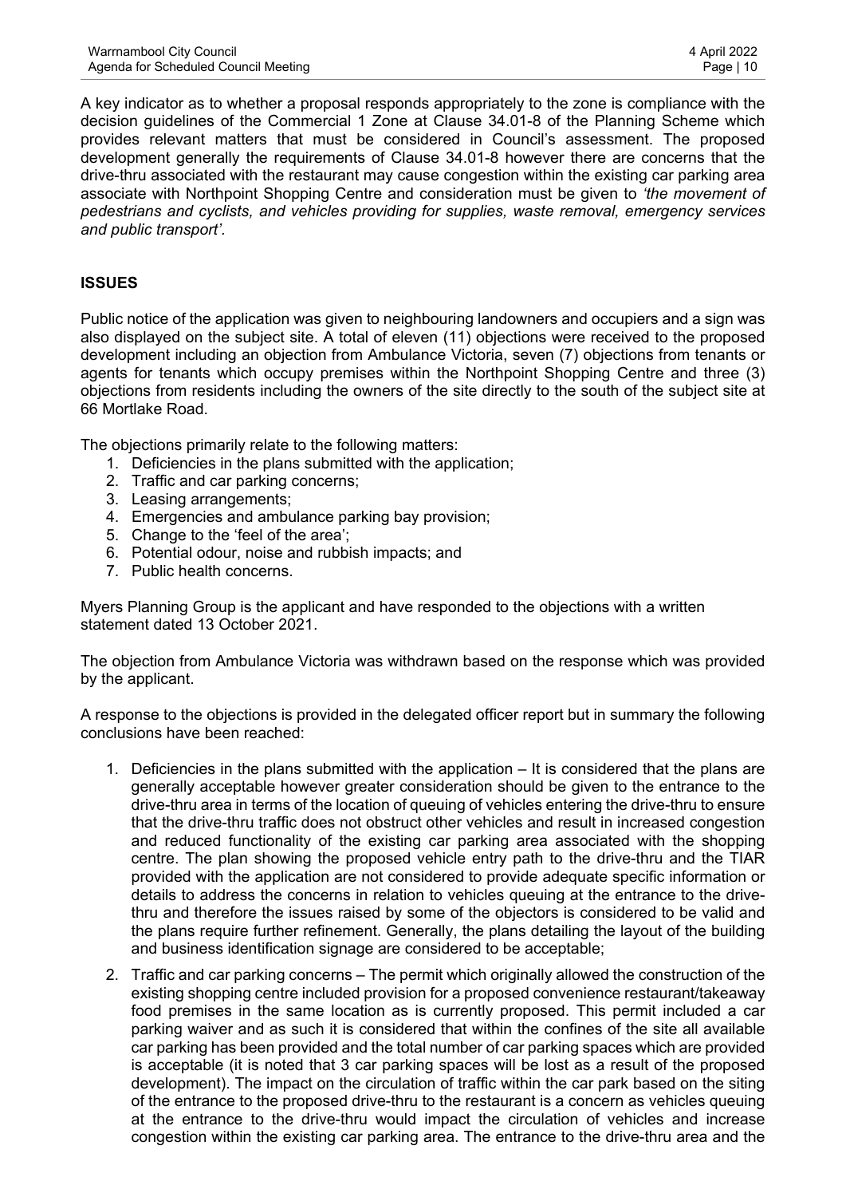A key indicator as to whether a proposal responds appropriately to the zone is compliance with the decision guidelines of the Commercial 1 Zone at Clause 34.01-8 of the Planning Scheme which provides relevant matters that must be considered in Council's assessment. The proposed development generally the requirements of Clause 34.01-8 however there are concerns that the drive-thru associated with the restaurant may cause congestion within the existing car parking area associate with Northpoint Shopping Centre and consideration must be given to *'the movement of pedestrians and cyclists, and vehicles providing for supplies, waste removal, emergency services and public transport'.*

## ISSUES

Public notice of the application was given to neighbouring landowners and occupiers and a sign was also displayed on the subject site. A total of eleven (11) objections were received to the proposed development including an objection from Ambulance Victoria, seven (7) objections from tenants or agents for tenants which occupy premises within the Northpoint Shopping Centre and three (3) objections from residents including the owners of the site directly to the south of the subject site at 66 Mortlake Road.

The objections primarily relate to the following matters:

1. Deficiencies in the plans submitted with the application;
2. Traffic and car parking concerns;
3. Leasing arrangements;
4. Emergencies and ambulance parking bay provision;
5. Change to the 'feel of the area';
6. Potential odour, noise and rubbish impacts; and
7. Public health concerns.

Myers Planning Group is the applicant and have responded to the objections with a written statement dated 13 October 2021.

The objection from Ambulance Victoria was withdrawn based on the response which was provided by the applicant.

A response to the objections is provided in the delegated officer report but in summary the following conclusions have been reached:

1. Deficiencies in the plans submitted with the application – It is considered that the plans are generally acceptable however greater consideration should be given to the entrance to the drive-thru area in terms of the location of queuing of vehicles entering the drive-thru to ensure that the drive-thru traffic does not obstruct other vehicles and result in increased congestion and reduced functionality of the existing car parking area associated with the shopping centre. The plan showing the proposed vehicle entry path to the drive-thru and the TIAR provided with the application are not considered to provide adequate specific information or details to address the concerns in relation to vehicles queuing at the entrance to the drive-thru and therefore the issues raised by some of the objectors is considered to be valid and the plans require further refinement. Generally, the plans detailing the layout of the building and business identification signage are considered to be acceptable;
2. Traffic and car parking concerns – The permit which originally allowed the construction of the existing shopping centre included provision for a proposed convenience restaurant/takeaway food premises in the same location as is currently proposed. This permit included a car parking waiver and as such it is considered that within the confines of the site all available car parking has been provided and the total number of car parking spaces which are provided is acceptable (it is noted that 3 car parking spaces will be lost as a result of the proposed development). The impact on the circulation of traffic within the car park based on the siting of the entrance to the proposed drive-thru to the restaurant is a concern as vehicles queuing at the entrance to the drive-thru would impact the circulation of vehicles and increase congestion within the existing car parking area. The entrance to the drive-thru area and the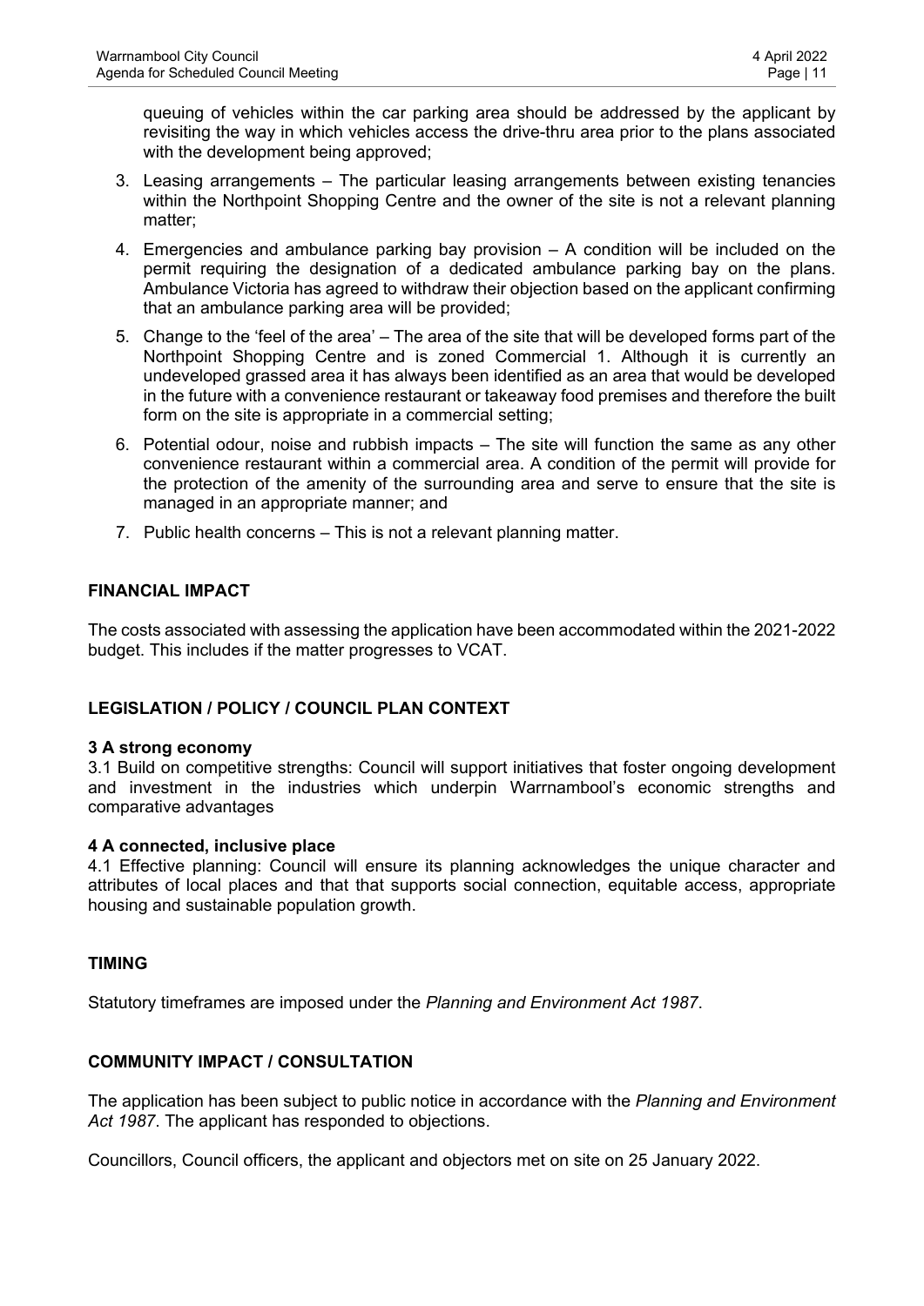queuing of vehicles within the car parking area should be addressed by the applicant by revisiting the way in which vehicles access the drive-thru area prior to the plans associated with the development being approved;

3. Leasing arrangements – The particular leasing arrangements between existing tenancies within the Northpoint Shopping Centre and the owner of the site is not a relevant planning matter;
4. Emergencies and ambulance parking bay provision – A condition will be included on the permit requiring the designation of a dedicated ambulance parking bay on the plans. Ambulance Victoria has agreed to withdraw their objection based on the applicant confirming that an ambulance parking area will be provided;
5. Change to the 'feel of the area' – The area of the site that will be developed forms part of the Northpoint Shopping Centre and is zoned Commercial 1. Although it is currently an undeveloped grassed area it has always been identified as an area that would be developed in the future with a convenience restaurant or takeaway food premises and therefore the built form on the site is appropriate in a commercial setting;
6. Potential odour, noise and rubbish impacts – The site will function the same as any other convenience restaurant within a commercial area. A condition of the permit will provide for the protection of the amenity of the surrounding area and serve to ensure that the site is managed in an appropriate manner; and
7. Public health concerns – This is not a relevant planning matter.

## FINANCIAL IMPACT

The costs associated with assessing the application have been accommodated within the 2021-2022 budget. This includes if the matter progresses to VCAT.

## LEGISLATION / POLICY / COUNCIL PLAN CONTEXT

### 3 A strong economy

3.1 Build on competitive strengths: Council will support initiatives that foster ongoing development and investment in the industries which underpin Warrnambool's economic strengths and comparative advantages

### 4 A connected, inclusive place

4.1 Effective planning: Council will ensure its planning acknowledges the unique character and attributes of local places and that that supports social connection, equitable access, appropriate housing and sustainable population growth.

## TIMING

Statutory timeframes are imposed under the *Planning and Environment Act 1987*.

## COMMUNITY IMPACT / CONSULTATION

The application has been subject to public notice in accordance with the *Planning and Environment Act 1987*. The applicant has responded to objections.

Councillors, Council officers, the applicant and objectors met on site on 25 January 2022.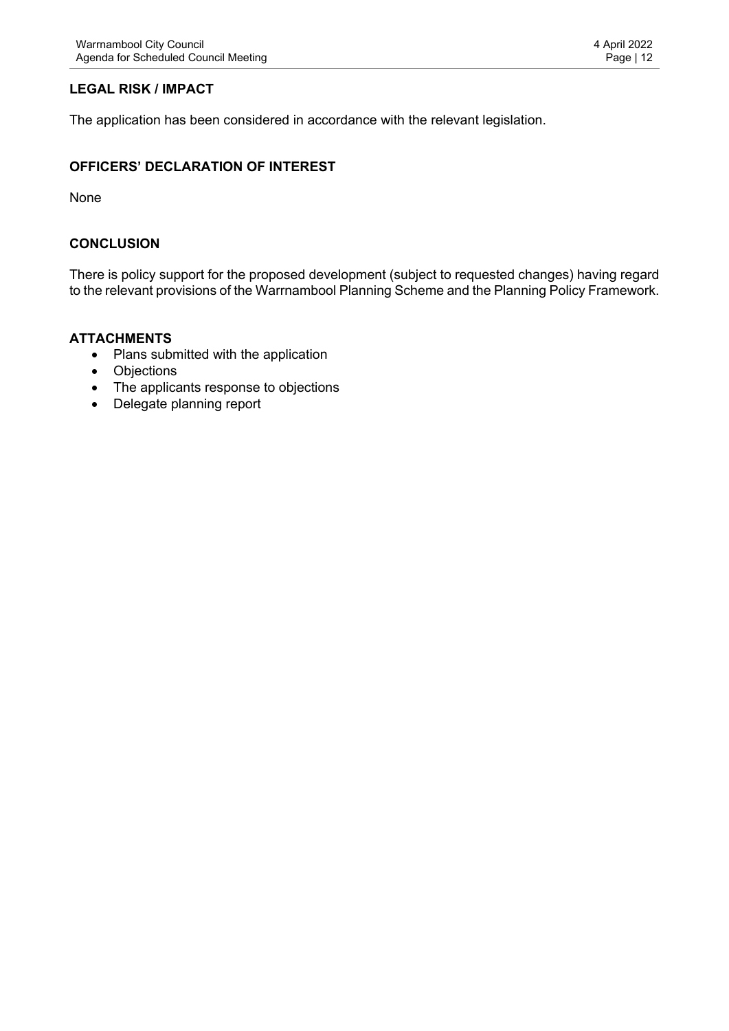**LEGAL RISK / IMPACT**

The application has been considered in accordance with the relevant legislation.

**OFFICERS' DECLARATION OF INTEREST**

None

**CONCLUSION**

There is policy support for the proposed development (subject to requested changes) having regard to the relevant provisions of the Warrnambool Planning Scheme and the Planning Policy Framework.

**ATTACHMENTS**

- Plans submitted with the application
- Objections
- The applicants response to objections
- Delegate planning report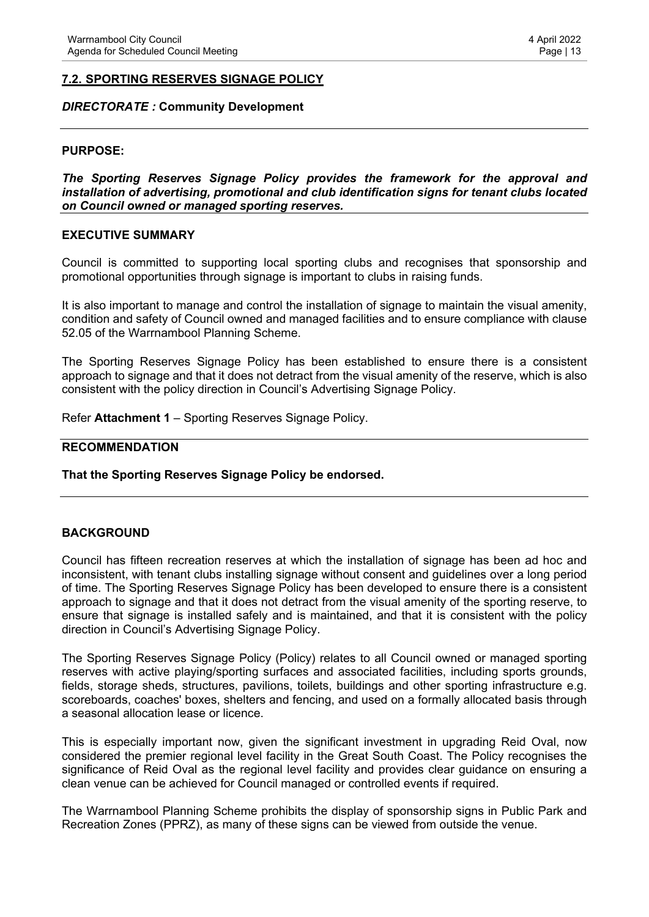## 7.2. SPORTING RESERVES SIGNAGE POLICY

***DIRECTORATE :*** **Community Development**

### PURPOSE:

***The Sporting Reserves Signage Policy provides the framework for the approval and installation of advertising, promotional and club identification signs for tenant clubs located on Council owned or managed sporting reserves.***

### EXECUTIVE SUMMARY

Council is committed to supporting local sporting clubs and recognises that sponsorship and promotional opportunities through signage is important to clubs in raising funds.

It is also important to manage and control the installation of signage to maintain the visual amenity, condition and safety of Council owned and managed facilities and to ensure compliance with clause 52.05 of the Warrnambool Planning Scheme.

The Sporting Reserves Signage Policy has been established to ensure there is a consistent approach to signage and that it does not detract from the visual amenity of the reserve, which is also consistent with the policy direction in Council's Advertising Signage Policy.

Refer **Attachment 1** – Sporting Reserves Signage Policy.

### RECOMMENDATION

**That the Sporting Reserves Signage Policy be endorsed.**

### BACKGROUND

Council has fifteen recreation reserves at which the installation of signage has been ad hoc and inconsistent, with tenant clubs installing signage without consent and guidelines over a long period of time. The Sporting Reserves Signage Policy has been developed to ensure there is a consistent approach to signage and that it does not detract from the visual amenity of the sporting reserve, to ensure that signage is installed safely and is maintained, and that it is consistent with the policy direction in Council's Advertising Signage Policy.

The Sporting Reserves Signage Policy (Policy) relates to all Council owned or managed sporting reserves with active playing/sporting surfaces and associated facilities, including sports grounds, fields, storage sheds, structures, pavilions, toilets, buildings and other sporting infrastructure e.g. scoreboards, coaches' boxes, shelters and fencing, and used on a formally allocated basis through a seasonal allocation lease or licence.

This is especially important now, given the significant investment in upgrading Reid Oval, now considered the premier regional level facility in the Great South Coast. The Policy recognises the significance of Reid Oval as the regional level facility and provides clear guidance on ensuring a clean venue can be achieved for Council managed or controlled events if required.

The Warrnambool Planning Scheme prohibits the display of sponsorship signs in Public Park and Recreation Zones (PPRZ), as many of these signs can be viewed from outside the venue.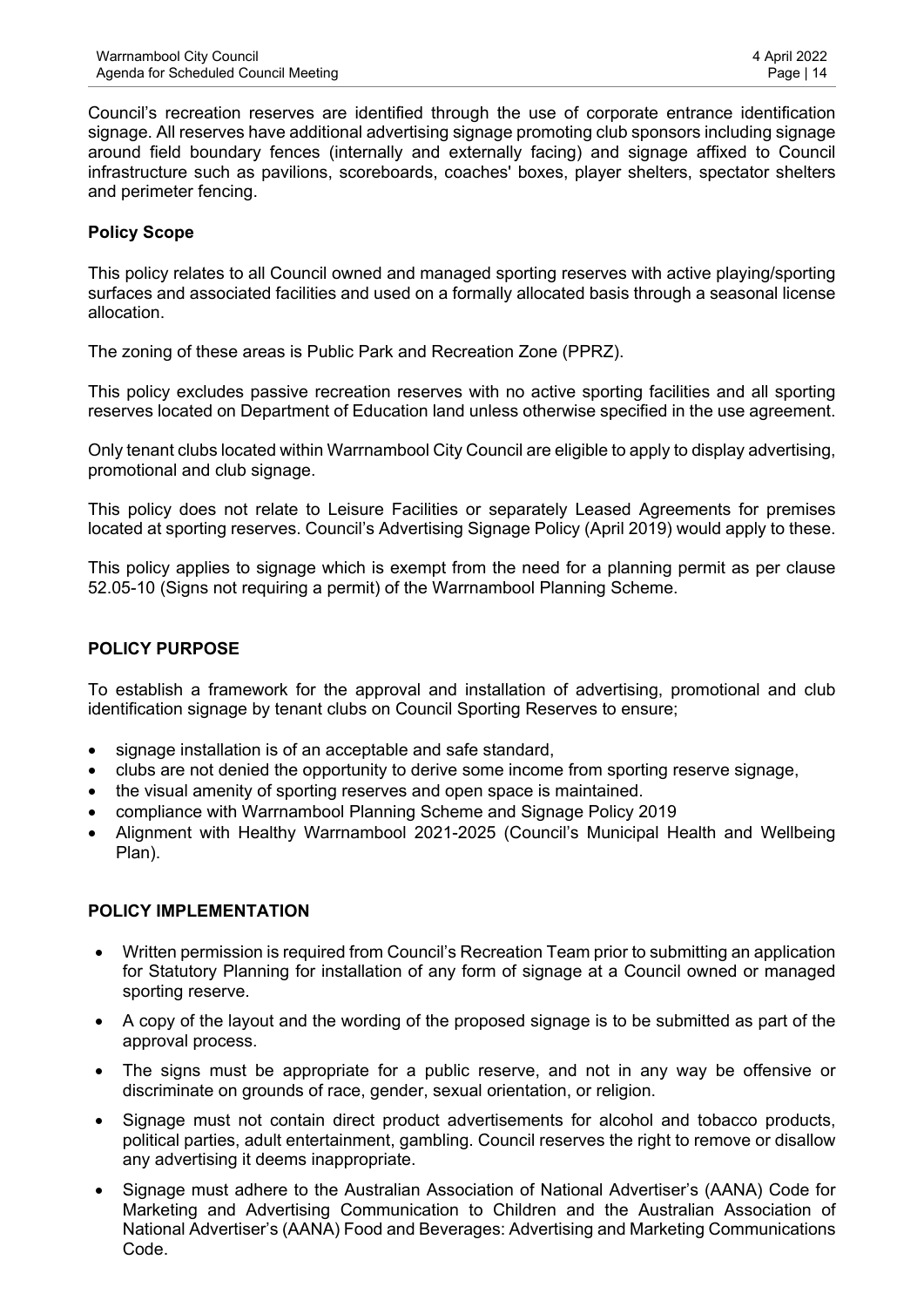Council's recreation reserves are identified through the use of corporate entrance identification signage. All reserves have additional advertising signage promoting club sponsors including signage around field boundary fences (internally and externally facing) and signage affixed to Council infrastructure such as pavilions, scoreboards, coaches' boxes, player shelters, spectator shelters and perimeter fencing.

**Policy Scope**

This policy relates to all Council owned and managed sporting reserves with active playing/sporting surfaces and associated facilities and used on a formally allocated basis through a seasonal license allocation.

The zoning of these areas is Public Park and Recreation Zone (PPRZ).

This policy excludes passive recreation reserves with no active sporting facilities and all sporting reserves located on Department of Education land unless otherwise specified in the use agreement.

Only tenant clubs located within Warrnambool City Council are eligible to apply to display advertising, promotional and club signage.

This policy does not relate to Leisure Facilities or separately Leased Agreements for premises located at sporting reserves. Council's Advertising Signage Policy (April 2019) would apply to these.

This policy applies to signage which is exempt from the need for a planning permit as per clause 52.05-10 (Signs not requiring a permit) of the Warrnambool Planning Scheme.

**POLICY PURPOSE**

To establish a framework for the approval and installation of advertising, promotional and club identification signage by tenant clubs on Council Sporting Reserves to ensure;

- signage installation is of an acceptable and safe standard,
- clubs are not denied the opportunity to derive some income from sporting reserve signage,
- the visual amenity of sporting reserves and open space is maintained.
- compliance with Warrnambool Planning Scheme and Signage Policy 2019
- Alignment with Healthy Warrnambool 2021-2025 (Council's Municipal Health and Wellbeing Plan).

**POLICY IMPLEMENTATION**

- Written permission is required from Council's Recreation Team prior to submitting an application for Statutory Planning for installation of any form of signage at a Council owned or managed sporting reserve.
- A copy of the layout and the wording of the proposed signage is to be submitted as part of the approval process.
- The signs must be appropriate for a public reserve, and not in any way be offensive or discriminate on grounds of race, gender, sexual orientation, or religion.
- Signage must not contain direct product advertisements for alcohol and tobacco products, political parties, adult entertainment, gambling. Council reserves the right to remove or disallow any advertising it deems inappropriate.
- Signage must adhere to the Australian Association of National Advertiser's (AANA) Code for Marketing and Advertising Communication to Children and the Australian Association of National Advertiser's (AANA) Food and Beverages: Advertising and Marketing Communications Code.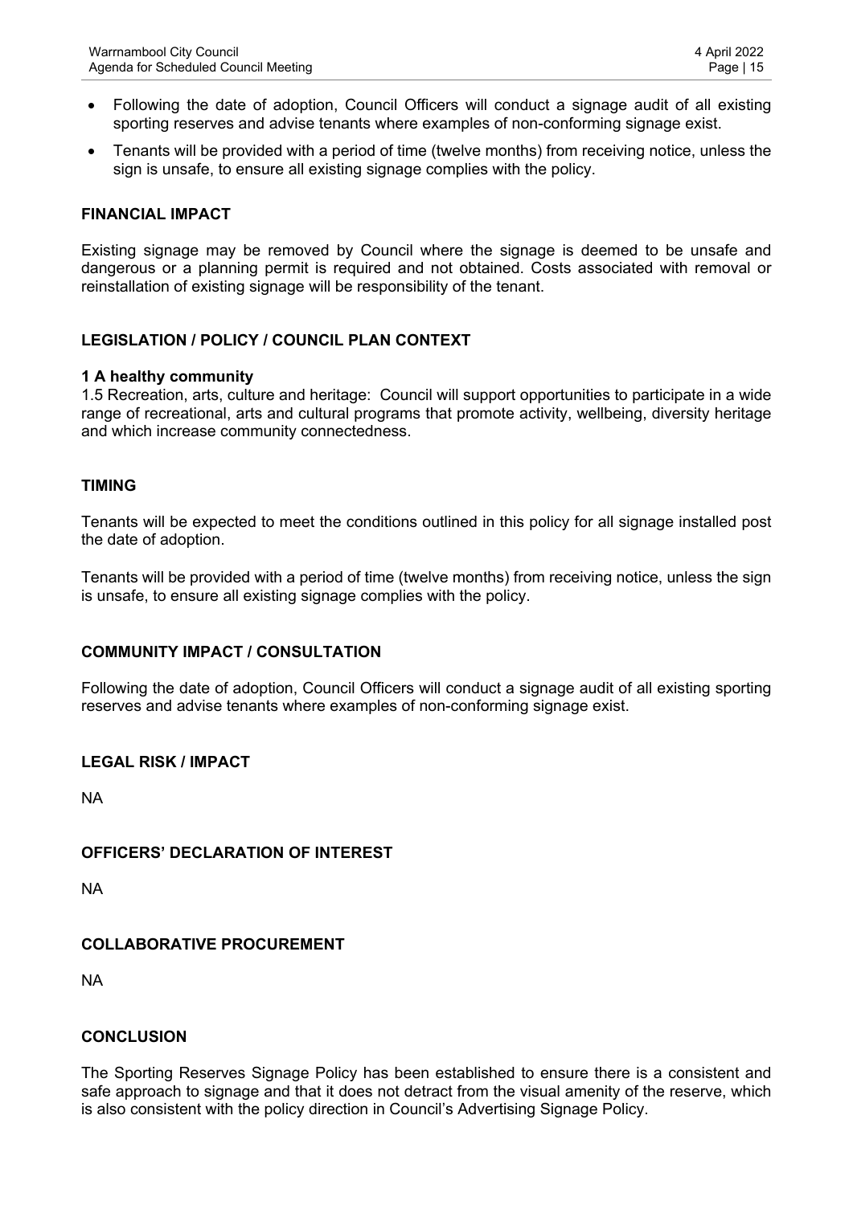- Following the date of adoption, Council Officers will conduct a signage audit of all existing sporting reserves and advise tenants where examples of non-conforming signage exist.
- Tenants will be provided with a period of time (twelve months) from receiving notice, unless the sign is unsafe, to ensure all existing signage complies with the policy.

**FINANCIAL IMPACT**

Existing signage may be removed by Council where the signage is deemed to be unsafe and dangerous or a planning permit is required and not obtained. Costs associated with removal or reinstallation of existing signage will be responsibility of the tenant.

**LEGISLATION / POLICY / COUNCIL PLAN CONTEXT**

**1 A healthy community**

1.5 Recreation, arts, culture and heritage: Council will support opportunities to participate in a wide range of recreational, arts and cultural programs that promote activity, wellbeing, diversity heritage and which increase community connectedness.

**TIMING**

Tenants will be expected to meet the conditions outlined in this policy for all signage installed post the date of adoption.

Tenants will be provided with a period of time (twelve months) from receiving notice, unless the sign is unsafe, to ensure all existing signage complies with the policy.

**COMMUNITY IMPACT / CONSULTATION**

Following the date of adoption, Council Officers will conduct a signage audit of all existing sporting reserves and advise tenants where examples of non-conforming signage exist.

**LEGAL RISK / IMPACT**

NA

**OFFICERS' DECLARATION OF INTEREST**

NA

**COLLABORATIVE PROCUREMENT**

NA

**CONCLUSION**

The Sporting Reserves Signage Policy has been established to ensure there is a consistent and safe approach to signage and that it does not detract from the visual amenity of the reserve, which is also consistent with the policy direction in Council's Advertising Signage Policy.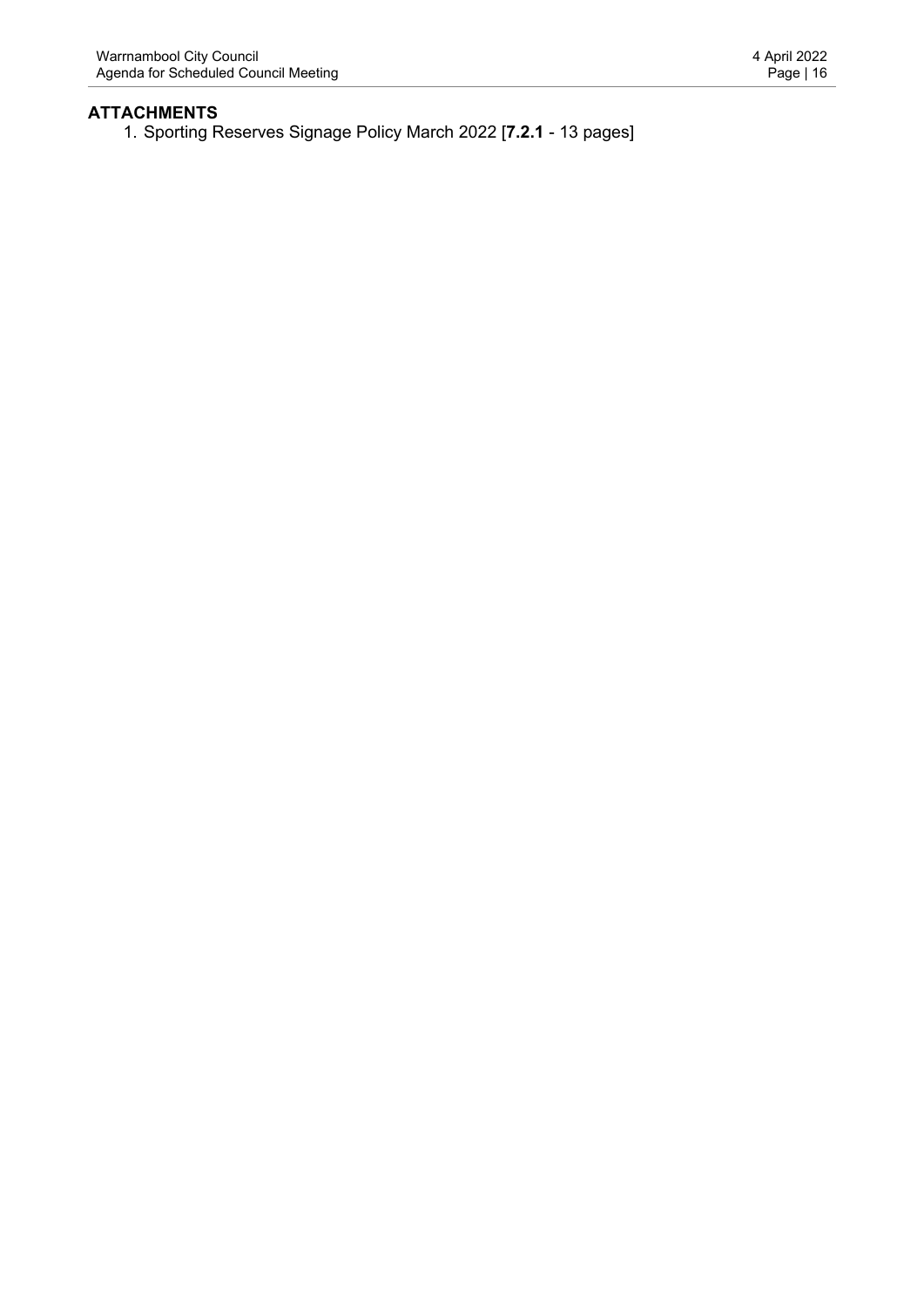**ATTACHMENTS**

1. Sporting Reserves Signage Policy March 2022 [**7.2.1** - 13 pages]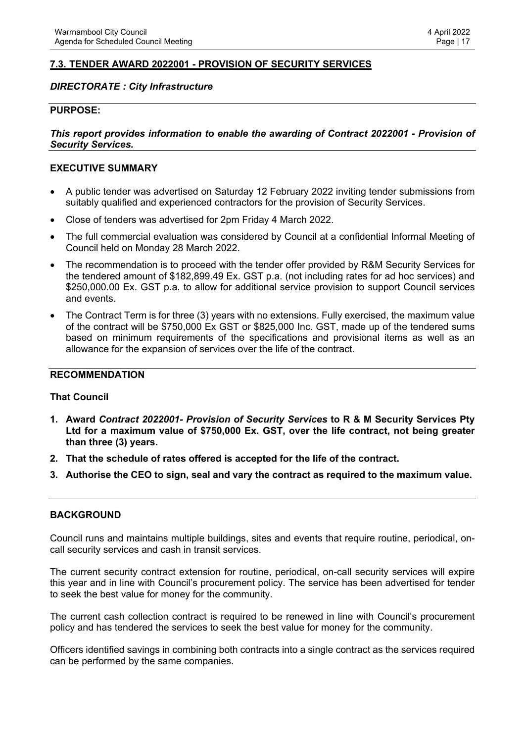## 7.3. TENDER AWARD 2022001 - PROVISION OF SECURITY SERVICES

***DIRECTORATE : City Infrastructure***

**PURPOSE:**

***This report provides information to enable the awarding of Contract 2022001 - Provision of Security Services.***

**EXECUTIVE SUMMARY**

- A public tender was advertised on Saturday 12 February 2022 inviting tender submissions from suitably qualified and experienced contractors for the provision of Security Services.
- Close of tenders was advertised for 2pm Friday 4 March 2022.
- The full commercial evaluation was considered by Council at a confidential Informal Meeting of Council held on Monday 28 March 2022.
- The recommendation is to proceed with the tender offer provided by R&M Security Services for the tendered amount of $182,899.49 Ex. GST p.a. (not including rates for ad hoc services) and $250,000.00 Ex. GST p.a. to allow for additional service provision to support Council services and events.
- The Contract Term is for three (3) years with no extensions. Fully exercised, the maximum value of the contract will be $750,000 Ex GST or $825,000 Inc. GST, made up of the tendered sums based on minimum requirements of the specifications and provisional items as well as an allowance for the expansion of services over the life of the contract.

**RECOMMENDATION**

**That Council**

1. **Award *Contract 2022001- Provision of Security Services* to R & M Security Services Pty Ltd for a maximum value of $750,000 Ex. GST, over the life contract, not being greater than three (3) years.**
2. **That the schedule of rates offered is accepted for the life of the contract.**
3. **Authorise the CEO to sign, seal and vary the contract as required to the maximum value.**

**BACKGROUND**

Council runs and maintains multiple buildings, sites and events that require routine, periodical, on-call security services and cash in transit services.

The current security contract extension for routine, periodical, on-call security services will expire this year and in line with Council's procurement policy. The service has been advertised for tender to seek the best value for money for the community.

The current cash collection contract is required to be renewed in line with Council's procurement policy and has tendered the services to seek the best value for money for the community.

Officers identified savings in combining both contracts into a single contract as the services required can be performed by the same companies.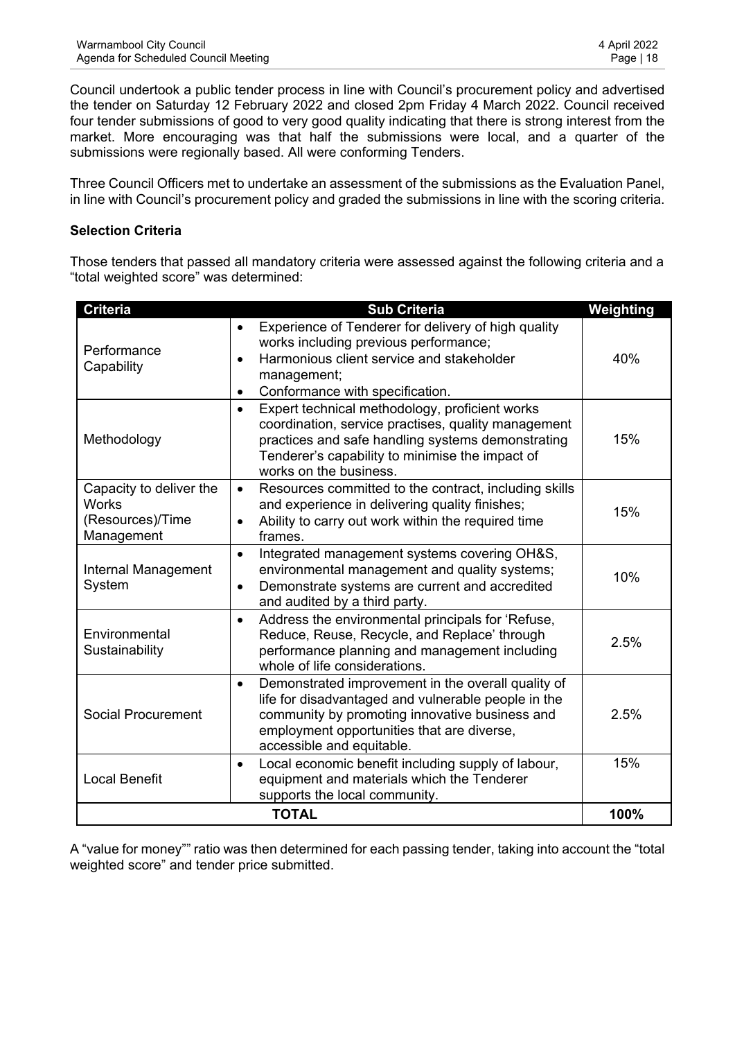Council undertook a public tender process in line with Council's procurement policy and advertised the tender on Saturday 12 February 2022 and closed 2pm Friday 4 March 2022. Council received four tender submissions of good to very good quality indicating that there is strong interest from the market. More encouraging was that half the submissions were local, and a quarter of the submissions were regionally based. All were conforming Tenders.

Three Council Officers met to undertake an assessment of the submissions as the Evaluation Panel, in line with Council's procurement policy and graded the submissions in line with the scoring criteria.

**Selection Criteria**

Those tenders that passed all mandatory criteria were assessed against the following criteria and a "total weighted score" was determined:

| Criteria | Sub Criteria | Weighting |
|---|---|---|
| Performance Capability | • Experience of Tenderer for delivery of high quality works including previous performance;<br>• Harmonious client service and stakeholder management;<br>• Conformance with specification. | 40% |
| Methodology | • Expert technical methodology, proficient works coordination, service practises, quality management practices and safe handling systems demonstrating Tenderer's capability to minimise the impact of works on the business. | 15% |
| Capacity to deliver the Works (Resources)/Time Management | • Resources committed to the contract, including skills and experience in delivering quality finishes;<br>• Ability to carry out work within the required time frames. | 15% |
| Internal Management System | • Integrated management systems covering OH&S, environmental management and quality systems;<br>• Demonstrate systems are current and accredited and audited by a third party. | 10% |
| Environmental Sustainability | • Address the environmental principals for 'Refuse, Reduce, Reuse, Recycle, and Replace' through performance planning and management including whole of life considerations. | 2.5% |
| Social Procurement | • Demonstrated improvement in the overall quality of life for disadvantaged and vulnerable people in the community by promoting innovative business and employment opportunities that are diverse, accessible and equitable. | 2.5% |
| Local Benefit | • Local economic benefit including supply of labour, equipment and materials which the Tenderer supports the local community. | 15% |
| **TOTAL** | | **100%** |

A "value for money"" ratio was then determined for each passing tender, taking into account the "total weighted score" and tender price submitted.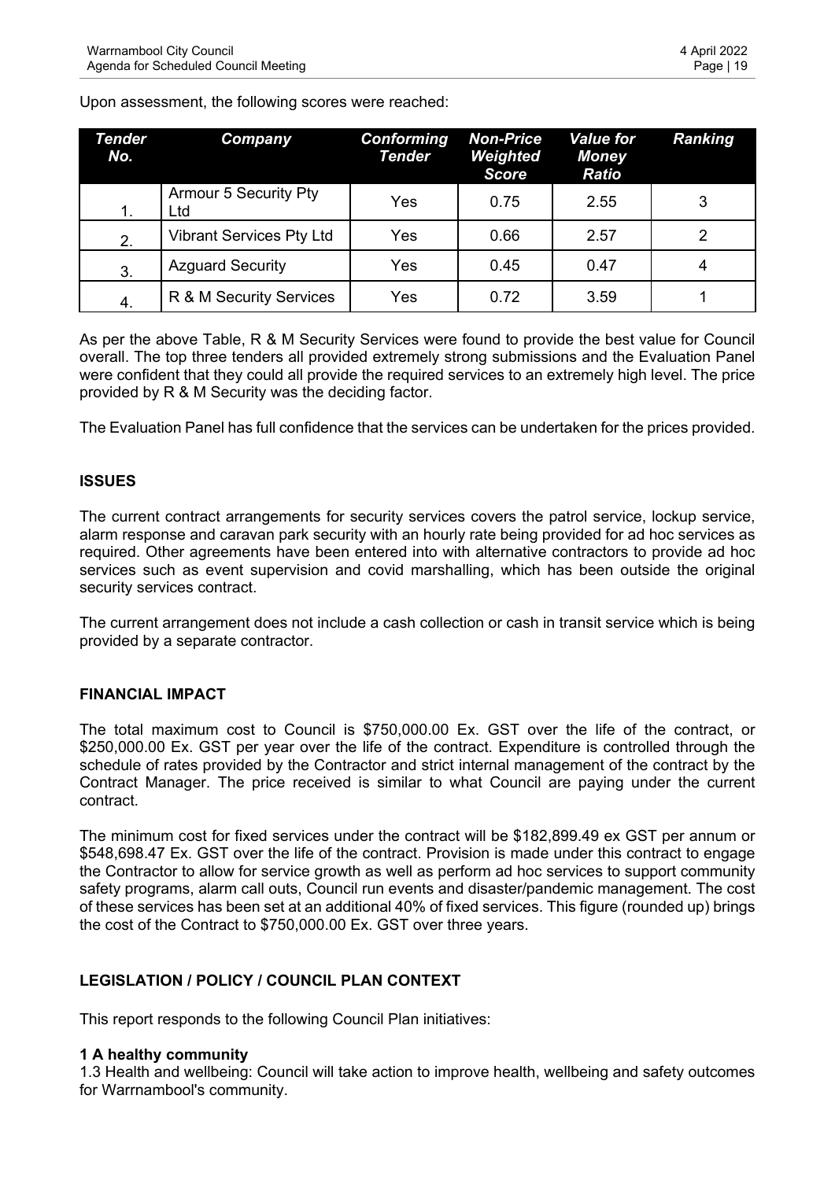Upon assessment, the following scores were reached:

| *Tender No.* | *Company* | *Conforming Tender* | *Non-Price Weighted Score* | *Value for Money Ratio* | *Ranking* |
|---|---|---|---|---|---|
| 1. | Armour 5 Security Pty Ltd | Yes | 0.75 | 2.55 | 3 |
| 2. | Vibrant Services Pty Ltd | Yes | 0.66 | 2.57 | 2 |
| 3. | Azguard Security | Yes | 0.45 | 0.47 | 4 |
| 4. | R & M Security Services | Yes | 0.72 | 3.59 | 1 |

As per the above Table, R & M Security Services were found to provide the best value for Council overall. The top three tenders all provided extremely strong submissions and the Evaluation Panel were confident that they could all provide the required services to an extremely high level. The price provided by R & M Security was the deciding factor.

The Evaluation Panel has full confidence that the services can be undertaken for the prices provided.

**ISSUES**

The current contract arrangements for security services covers the patrol service, lockup service, alarm response and caravan park security with an hourly rate being provided for ad hoc services as required. Other agreements have been entered into with alternative contractors to provide ad hoc services such as event supervision and covid marshalling, which has been outside the original security services contract.

The current arrangement does not include a cash collection or cash in transit service which is being provided by a separate contractor.

**FINANCIAL IMPACT**

The total maximum cost to Council is $750,000.00 Ex. GST over the life of the contract, or $250,000.00 Ex. GST per year over the life of the contract. Expenditure is controlled through the schedule of rates provided by the Contractor and strict internal management of the contract by the Contract Manager. The price received is similar to what Council are paying under the current contract.

The minimum cost for fixed services under the contract will be $182,899.49 ex GST per annum or $548,698.47 Ex. GST over the life of the contract. Provision is made under this contract to engage the Contractor to allow for service growth as well as perform ad hoc services to support community safety programs, alarm call outs, Council run events and disaster/pandemic management. The cost of these services has been set at an additional 40% of fixed services. This figure (rounded up) brings the cost of the Contract to $750,000.00 Ex. GST over three years.

**LEGISLATION / POLICY / COUNCIL PLAN CONTEXT**

This report responds to the following Council Plan initiatives:

**1 A healthy community**
1.3 Health and wellbeing: Council will take action to improve health, wellbeing and safety outcomes for Warrnambool's community.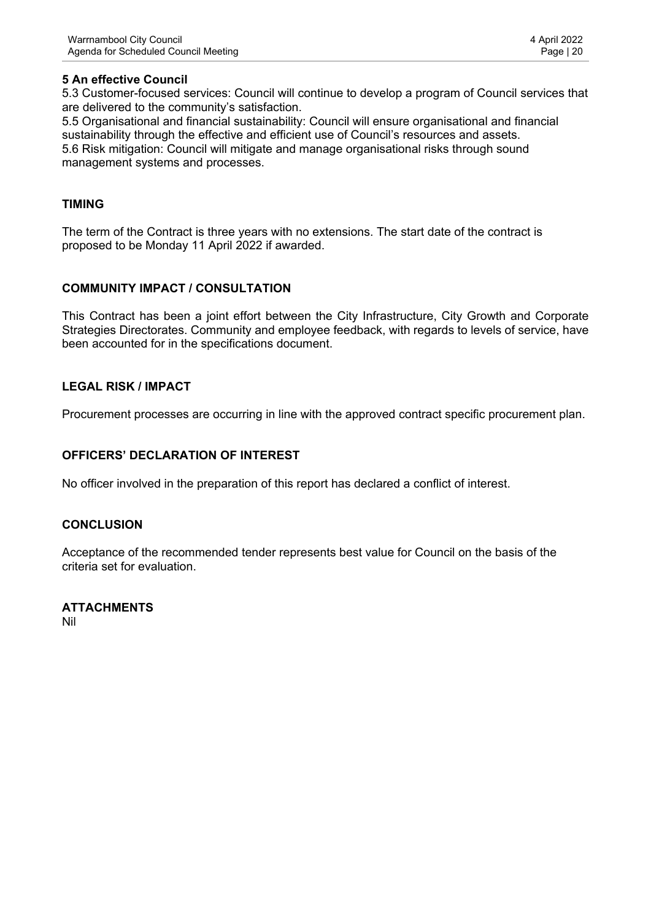**5 An effective Council**

5.3 Customer-focused services: Council will continue to develop a program of Council services that are delivered to the community's satisfaction.

5.5 Organisational and financial sustainability: Council will ensure organisational and financial sustainability through the effective and efficient use of Council's resources and assets.

5.6 Risk mitigation: Council will mitigate and manage organisational risks through sound management systems and processes.

## TIMING

The term of the Contract is three years with no extensions. The start date of the contract is proposed to be Monday 11 April 2022 if awarded.

## COMMUNITY IMPACT / CONSULTATION

This Contract has been a joint effort between the City Infrastructure, City Growth and Corporate Strategies Directorates. Community and employee feedback, with regards to levels of service, have been accounted for in the specifications document.

## LEGAL RISK / IMPACT

Procurement processes are occurring in line with the approved contract specific procurement plan.

## OFFICERS' DECLARATION OF INTEREST

No officer involved in the preparation of this report has declared a conflict of interest.

## CONCLUSION

Acceptance of the recommended tender represents best value for Council on the basis of the criteria set for evaluation.

## ATTACHMENTS

Nil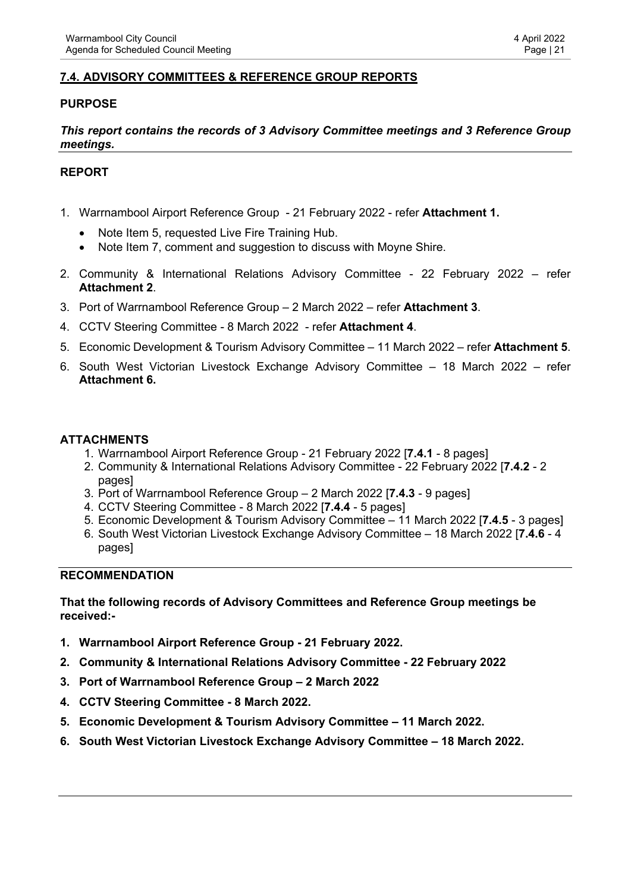## 7.4. ADVISORY COMMITTEES & REFERENCE GROUP REPORTS

### PURPOSE

***This report contains the records of 3 Advisory Committee meetings and 3 Reference Group meetings.***

### REPORT

1. Warrnambool Airport Reference Group - 21 February 2022 - refer **Attachment 1.**
   - Note Item 5, requested Live Fire Training Hub.
   - Note Item 7, comment and suggestion to discuss with Moyne Shire.
2. Community & International Relations Advisory Committee - 22 February 2022 – refer **Attachment 2**.
3. Port of Warrnambool Reference Group – 2 March 2022 – refer **Attachment 3**.
4. CCTV Steering Committee - 8 March 2022 - refer **Attachment 4**.
5. Economic Development & Tourism Advisory Committee – 11 March 2022 – refer **Attachment 5**.
6. South West Victorian Livestock Exchange Advisory Committee – 18 March 2022 – refer **Attachment 6.**

### ATTACHMENTS

1. Warrnambool Airport Reference Group - 21 February 2022 [**7.4.1** - 8 pages]
2. Community & International Relations Advisory Committee - 22 February 2022 [**7.4.2** - 2 pages]
3. Port of Warrnambool Reference Group – 2 March 2022 [**7.4.3** - 9 pages]
4. CCTV Steering Committee - 8 March 2022 [**7.4.4** - 5 pages]
5. Economic Development & Tourism Advisory Committee – 11 March 2022 [**7.4.5** - 3 pages]
6. South West Victorian Livestock Exchange Advisory Committee – 18 March 2022 [**7.4.6** - 4 pages]

### RECOMMENDATION

**That the following records of Advisory Committees and Reference Group meetings be received:-**

1. **Warrnambool Airport Reference Group - 21 February 2022.**
2. **Community & International Relations Advisory Committee - 22 February 2022**
3. **Port of Warrnambool Reference Group – 2 March 2022**
4. **CCTV Steering Committee - 8 March 2022.**
5. **Economic Development & Tourism Advisory Committee – 11 March 2022.**
6. **South West Victorian Livestock Exchange Advisory Committee – 18 March 2022.**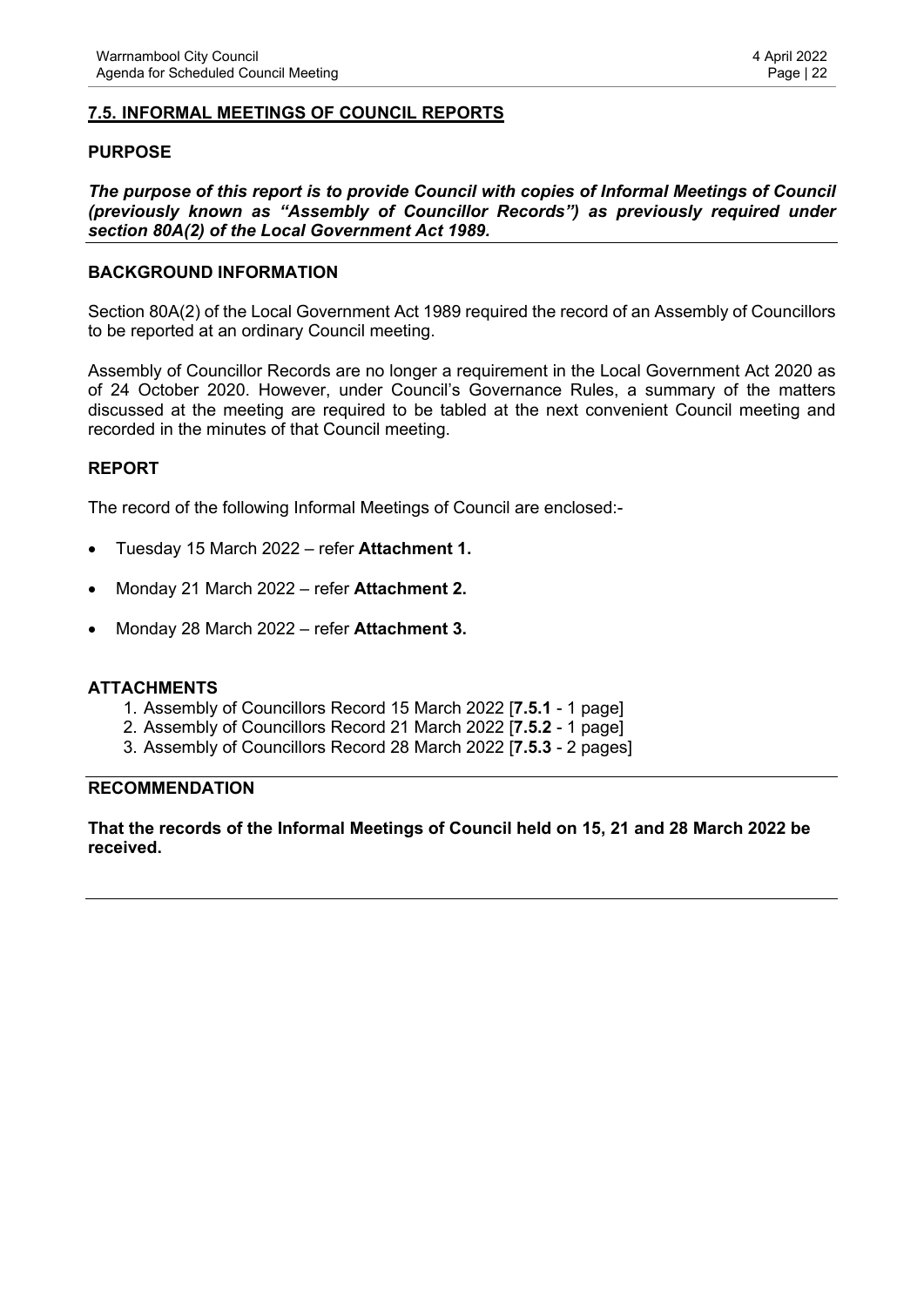## 7.5. INFORMAL MEETINGS OF COUNCIL REPORTS

### PURPOSE

***The purpose of this report is to provide Council with copies of Informal Meetings of Council (previously known as "Assembly of Councillor Records") as previously required under section 80A(2) of the Local Government Act 1989.***

### BACKGROUND INFORMATION

Section 80A(2) of the Local Government Act 1989 required the record of an Assembly of Councillors to be reported at an ordinary Council meeting.

Assembly of Councillor Records are no longer a requirement in the Local Government Act 2020 as of 24 October 2020. However, under Council's Governance Rules, a summary of the matters discussed at the meeting are required to be tabled at the next convenient Council meeting and recorded in the minutes of that Council meeting.

### REPORT

The record of the following Informal Meetings of Council are enclosed:-

- Tuesday 15 March 2022 – refer **Attachment 1.**
- Monday 21 March 2022 – refer **Attachment 2.**
- Monday 28 March 2022 – refer **Attachment 3.**

### ATTACHMENTS

1. Assembly of Councillors Record 15 March 2022 [**7.5.1** - 1 page]
2. Assembly of Councillors Record 21 March 2022 [**7.5.2** - 1 page]
3. Assembly of Councillors Record 28 March 2022 [**7.5.3** - 2 pages]

### RECOMMENDATION

**That the records of the Informal Meetings of Council held on 15, 21 and 28 March 2022 be received.**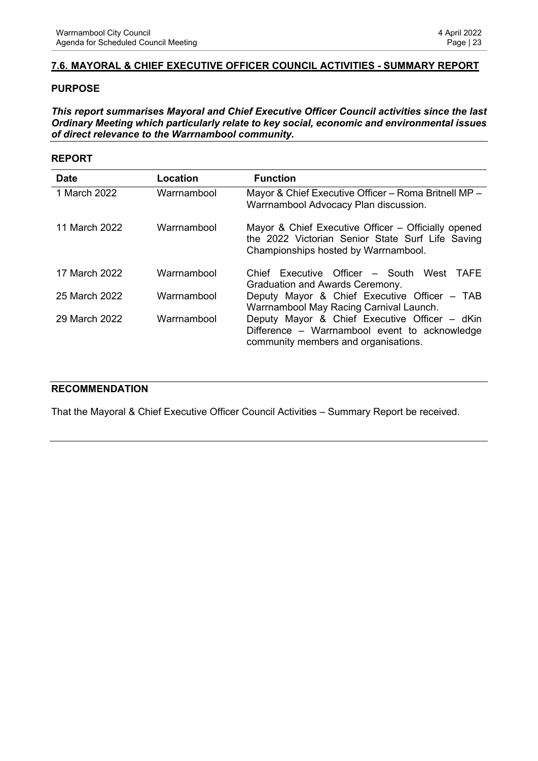## 7.6. MAYORAL & CHIEF EXECUTIVE OFFICER COUNCIL ACTIVITIES - SUMMARY REPORT

### PURPOSE

***This report summarises Mayoral and Chief Executive Officer Council activities since the last Ordinary Meeting which particularly relate to key social, economic and environmental issues of direct relevance to the Warrnambool community.***

### REPORT

| Date | Location | Function |
|---|---|---|
| 1 March 2022 | Warrnambool | Mayor & Chief Executive Officer – Roma Britnell MP – Warrnambool Advocacy Plan discussion. |
| 11 March 2022 | Warrnambool | Mayor & Chief Executive Officer – Officially opened the 2022 Victorian Senior State Surf Life Saving Championships hosted by Warrnambool. |
| 17 March 2022 | Warrnambool | Chief Executive Officer – South West TAFE Graduation and Awards Ceremony. |
| 25 March 2022 | Warrnambool | Deputy Mayor & Chief Executive Officer – TAB Warrnambool May Racing Carnival Launch. |
| 29 March 2022 | Warrnambool | Deputy Mayor & Chief Executive Officer – dKin Difference – Warrnambool event to acknowledge community members and organisations. |

### RECOMMENDATION

That the Mayoral & Chief Executive Officer Council Activities – Summary Report be received.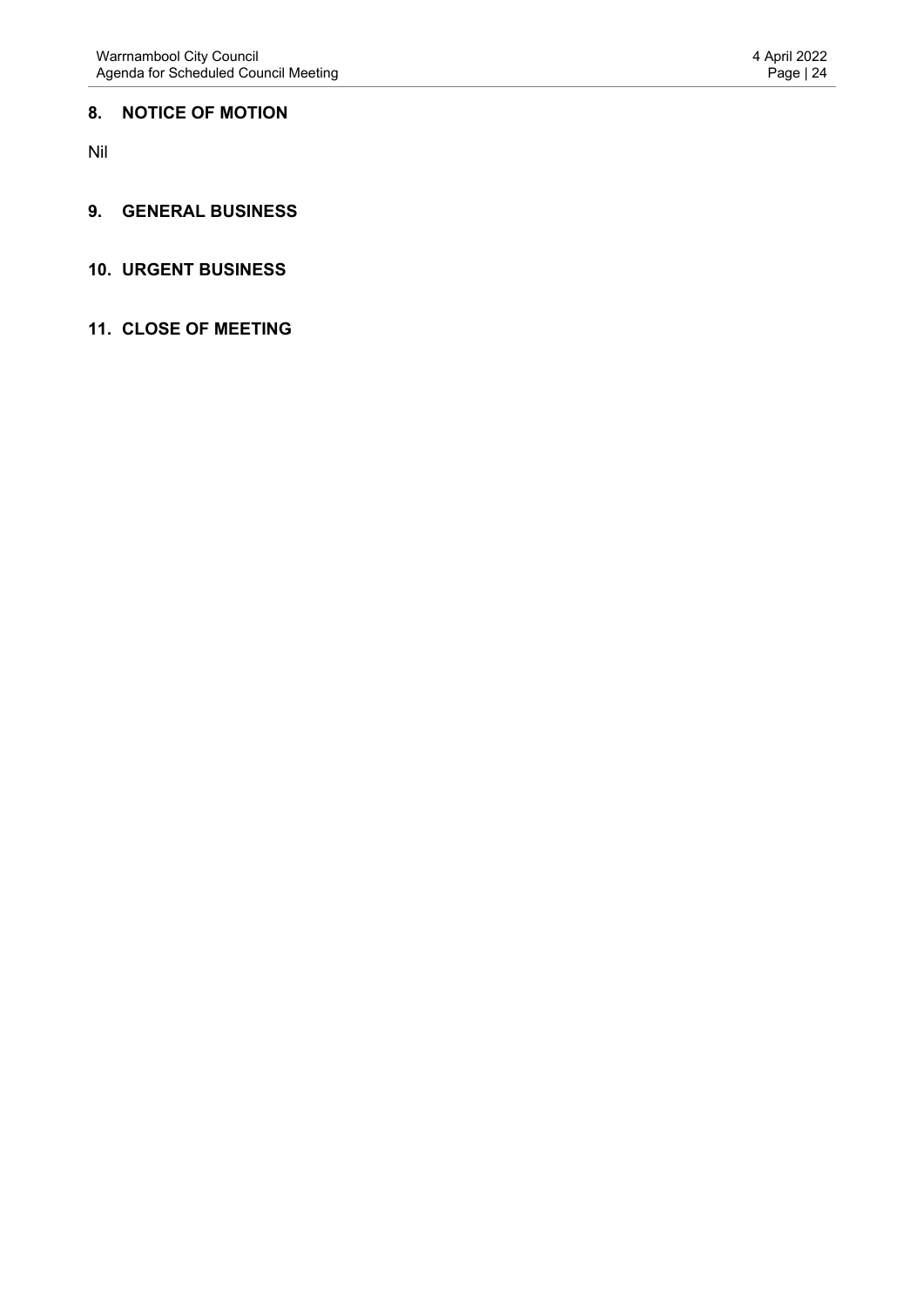## 8. NOTICE OF MOTION

Nil

## 9. GENERAL BUSINESS

## 10. URGENT BUSINESS

## 11. CLOSE OF MEETING